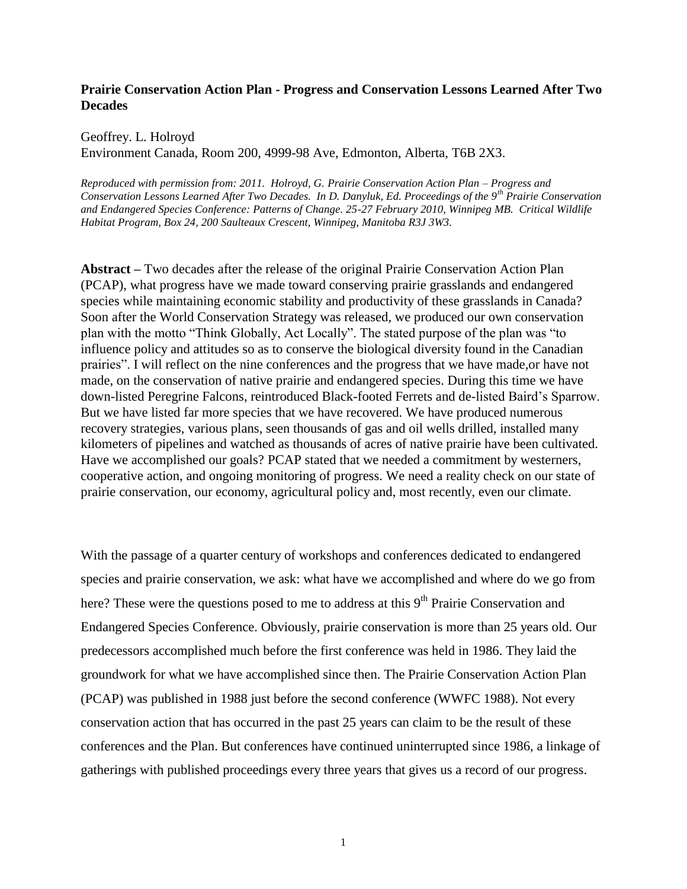# Prairie Conservation Action Plan - Progress and Conservation Lessons Learned After Two Decades

Geoffrey. L. Holroyd
Environment Canada, Room 200, 4999-98 Ave, Edmonton, Alberta, T6B 2X3.

*Reproduced with permission from: 2011. Holroyd, G. Prairie Conservation Action Plan – Progress and Conservation Lessons Learned After Two Decades. In D. Danyluk, Ed. Proceedings of the 9th Prairie Conservation and Endangered Species Conference: Patterns of Change. 25-27 February 2010, Winnipeg MB. Critical Wildlife Habitat Program, Box 24, 200 Saulteaux Crescent, Winnipeg, Manitoba R3J 3W3.*

**Abstract –** Two decades after the release of the original Prairie Conservation Action Plan (PCAP), what progress have we made toward conserving prairie grasslands and endangered species while maintaining economic stability and productivity of these grasslands in Canada? Soon after the World Conservation Strategy was released, we produced our own conservation plan with the motto "Think Globally, Act Locally". The stated purpose of the plan was "to influence policy and attitudes so as to conserve the biological diversity found in the Canadian prairies". I will reflect on the nine conferences and the progress that we have made,or have not made, on the conservation of native prairie and endangered species. During this time we have down-listed Peregrine Falcons, reintroduced Black-footed Ferrets and de-listed Baird's Sparrow. But we have listed far more species that we have recovered. We have produced numerous recovery strategies, various plans, seen thousands of gas and oil wells drilled, installed many kilometers of pipelines and watched as thousands of acres of native prairie have been cultivated. Have we accomplished our goals? PCAP stated that we needed a commitment by westerners, cooperative action, and ongoing monitoring of progress. We need a reality check on our state of prairie conservation, our economy, agricultural policy and, most recently, even our climate.

With the passage of a quarter century of workshops and conferences dedicated to endangered species and prairie conservation, we ask: what have we accomplished and where do we go from here? These were the questions posed to me to address at this 9th Prairie Conservation and Endangered Species Conference. Obviously, prairie conservation is more than 25 years old. Our predecessors accomplished much before the first conference was held in 1986. They laid the groundwork for what we have accomplished since then. The Prairie Conservation Action Plan (PCAP) was published in 1988 just before the second conference (WWFC 1988). Not every conservation action that has occurred in the past 25 years can claim to be the result of these conferences and the Plan. But conferences have continued uninterrupted since 1986, a linkage of gatherings with published proceedings every three years that gives us a record of our progress.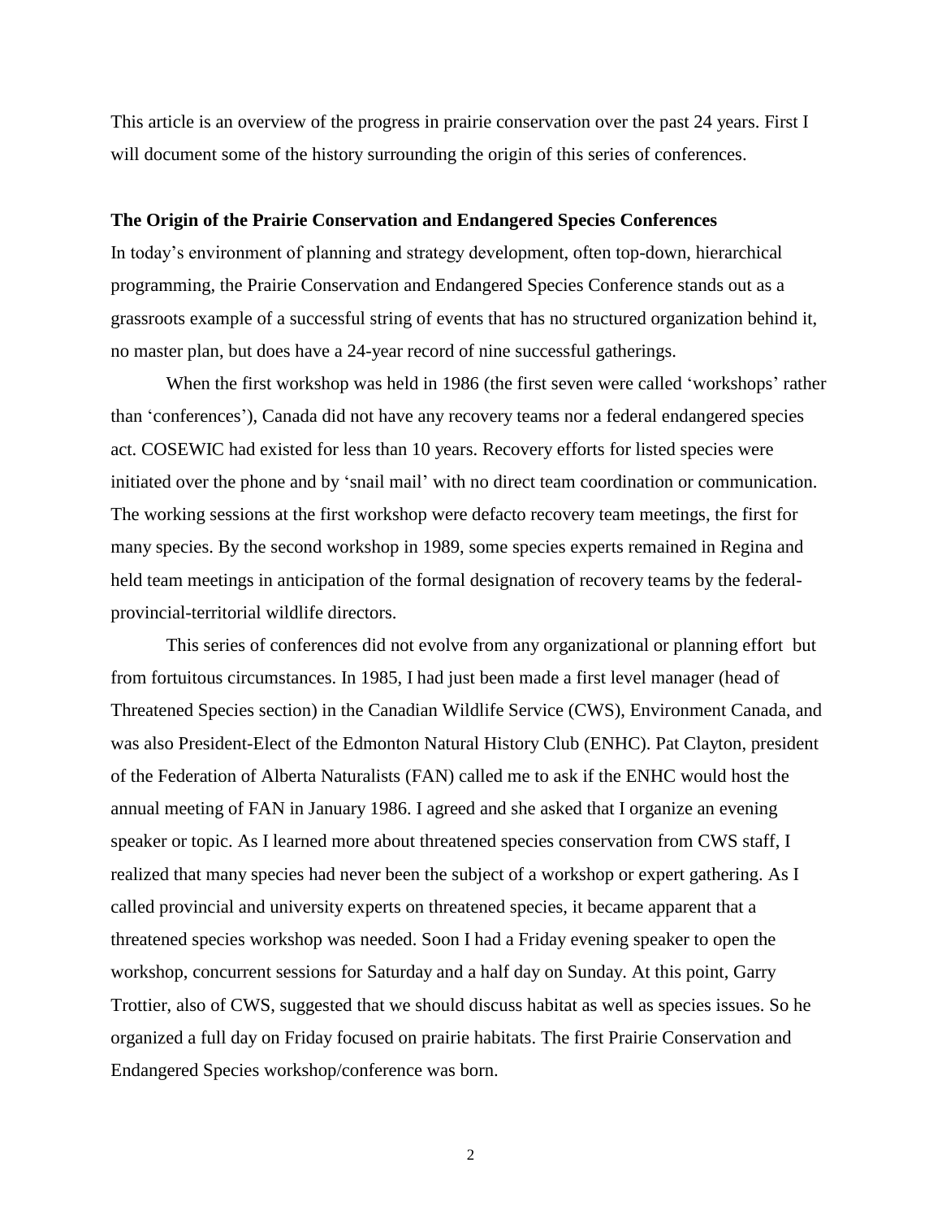This article is an overview of the progress in prairie conservation over the past 24 years. First I will document some of the history surrounding the origin of this series of conferences.

**The Origin of the Prairie Conservation and Endangered Species Conferences**

In today's environment of planning and strategy development, often top-down, hierarchical programming, the Prairie Conservation and Endangered Species Conference stands out as a grassroots example of a successful string of events that has no structured organization behind it, no master plan, but does have a 24-year record of nine successful gatherings.

When the first workshop was held in 1986 (the first seven were called 'workshops' rather than 'conferences'), Canada did not have any recovery teams nor a federal endangered species act. COSEWIC had existed for less than 10 years. Recovery efforts for listed species were initiated over the phone and by 'snail mail' with no direct team coordination or communication. The working sessions at the first workshop were defacto recovery team meetings, the first for many species. By the second workshop in 1989, some species experts remained in Regina and held team meetings in anticipation of the formal designation of recovery teams by the federal-provincial-territorial wildlife directors.

This series of conferences did not evolve from any organizational or planning effort but from fortuitous circumstances. In 1985, I had just been made a first level manager (head of Threatened Species section) in the Canadian Wildlife Service (CWS), Environment Canada, and was also President-Elect of the Edmonton Natural History Club (ENHC). Pat Clayton, president of the Federation of Alberta Naturalists (FAN) called me to ask if the ENHC would host the annual meeting of FAN in January 1986. I agreed and she asked that I organize an evening speaker or topic. As I learned more about threatened species conservation from CWS staff, I realized that many species had never been the subject of a workshop or expert gathering. As I called provincial and university experts on threatened species, it became apparent that a threatened species workshop was needed. Soon I had a Friday evening speaker to open the workshop, concurrent sessions for Saturday and a half day on Sunday. At this point, Garry Trottier, also of CWS, suggested that we should discuss habitat as well as species issues. So he organized a full day on Friday focused on prairie habitats. The first Prairie Conservation and Endangered Species workshop/conference was born.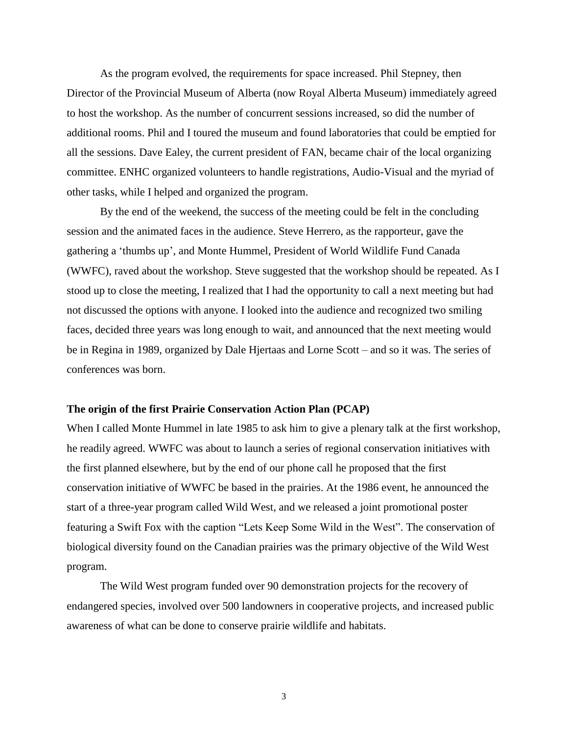As the program evolved, the requirements for space increased. Phil Stepney, then Director of the Provincial Museum of Alberta (now Royal Alberta Museum) immediately agreed to host the workshop. As the number of concurrent sessions increased, so did the number of additional rooms. Phil and I toured the museum and found laboratories that could be emptied for all the sessions. Dave Ealey, the current president of FAN, became chair of the local organizing committee. ENHC organized volunteers to handle registrations, Audio-Visual and the myriad of other tasks, while I helped and organized the program.

By the end of the weekend, the success of the meeting could be felt in the concluding session and the animated faces in the audience. Steve Herrero, as the rapporteur, gave the gathering a 'thumbs up', and Monte Hummel, President of World Wildlife Fund Canada (WWFC), raved about the workshop. Steve suggested that the workshop should be repeated. As I stood up to close the meeting, I realized that I had the opportunity to call a next meeting but had not discussed the options with anyone. I looked into the audience and recognized two smiling faces, decided three years was long enough to wait, and announced that the next meeting would be in Regina in 1989, organized by Dale Hjertaas and Lorne Scott – and so it was. The series of conferences was born.

**The origin of the first Prairie Conservation Action Plan (PCAP)**

When I called Monte Hummel in late 1985 to ask him to give a plenary talk at the first workshop, he readily agreed. WWFC was about to launch a series of regional conservation initiatives with the first planned elsewhere, but by the end of our phone call he proposed that the first conservation initiative of WWFC be based in the prairies. At the 1986 event, he announced the start of a three-year program called Wild West, and we released a joint promotional poster featuring a Swift Fox with the caption "Lets Keep Some Wild in the West". The conservation of biological diversity found on the Canadian prairies was the primary objective of the Wild West program.

The Wild West program funded over 90 demonstration projects for the recovery of endangered species, involved over 500 landowners in cooperative projects, and increased public awareness of what can be done to conserve prairie wildlife and habitats.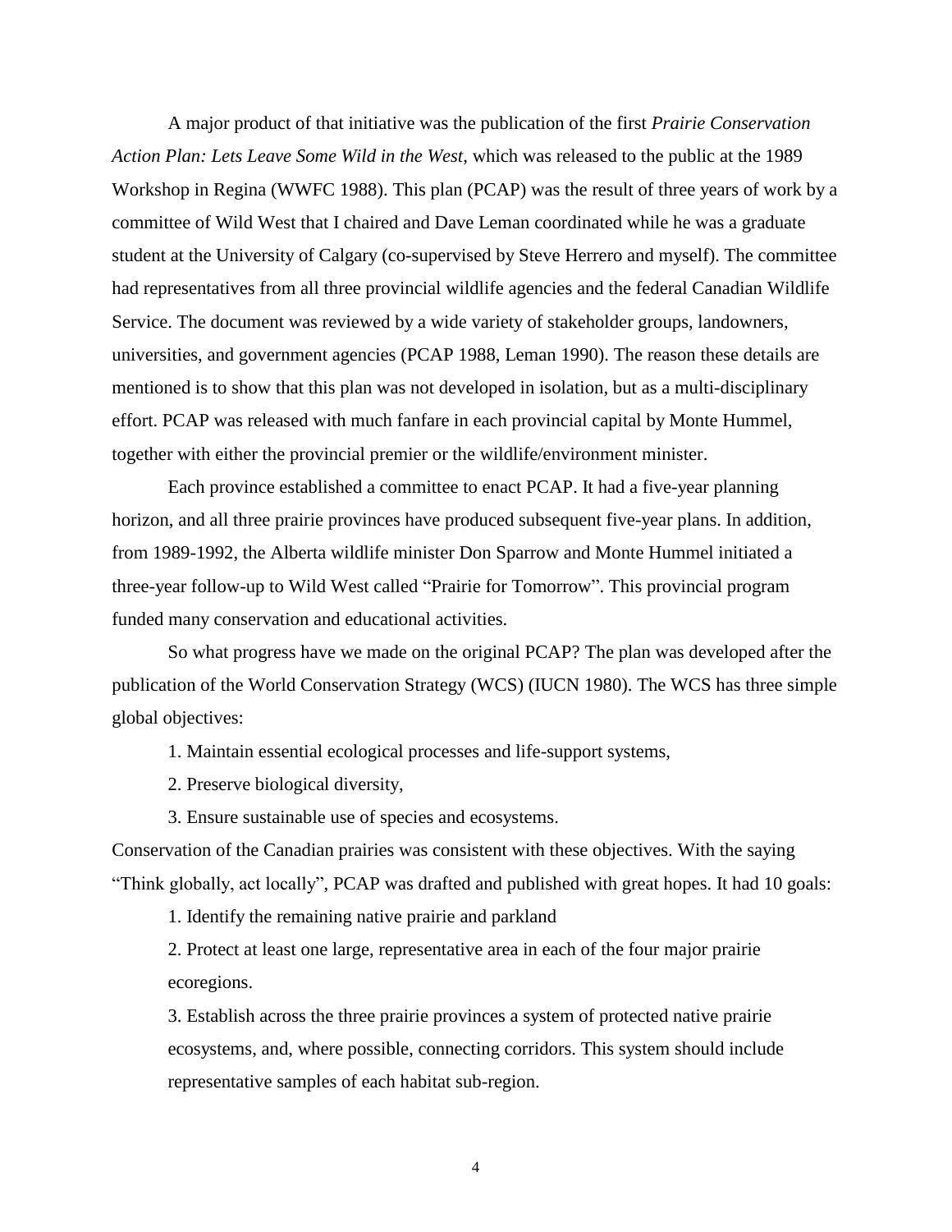A major product of that initiative was the publication of the first *Prairie Conservation Action Plan: Lets Leave Some Wild in the West*, which was released to the public at the 1989 Workshop in Regina (WWFC 1988). This plan (PCAP) was the result of three years of work by a committee of Wild West that I chaired and Dave Leman coordinated while he was a graduate student at the University of Calgary (co-supervised by Steve Herrero and myself). The committee had representatives from all three provincial wildlife agencies and the federal Canadian Wildlife Service. The document was reviewed by a wide variety of stakeholder groups, landowners, universities, and government agencies (PCAP 1988, Leman 1990). The reason these details are mentioned is to show that this plan was not developed in isolation, but as a multi-disciplinary effort. PCAP was released with much fanfare in each provincial capital by Monte Hummel, together with either the provincial premier or the wildlife/environment minister.

Each province established a committee to enact PCAP. It had a five-year planning horizon, and all three prairie provinces have produced subsequent five-year plans. In addition, from 1989-1992, the Alberta wildlife minister Don Sparrow and Monte Hummel initiated a three-year follow-up to Wild West called "Prairie for Tomorrow". This provincial program funded many conservation and educational activities.

So what progress have we made on the original PCAP? The plan was developed after the publication of the World Conservation Strategy (WCS) (IUCN 1980). The WCS has three simple global objectives:

1. Maintain essential ecological processes and life-support systems,
2. Preserve biological diversity,
3. Ensure sustainable use of species and ecosystems.

Conservation of the Canadian prairies was consistent with these objectives. With the saying "Think globally, act locally", PCAP was drafted and published with great hopes. It had 10 goals:

1. Identify the remaining native prairie and parkland
2. Protect at least one large, representative area in each of the four major prairie ecoregions.
3. Establish across the three prairie provinces a system of protected native prairie ecosystems, and, where possible, connecting corridors. This system should include representative samples of each habitat sub-region.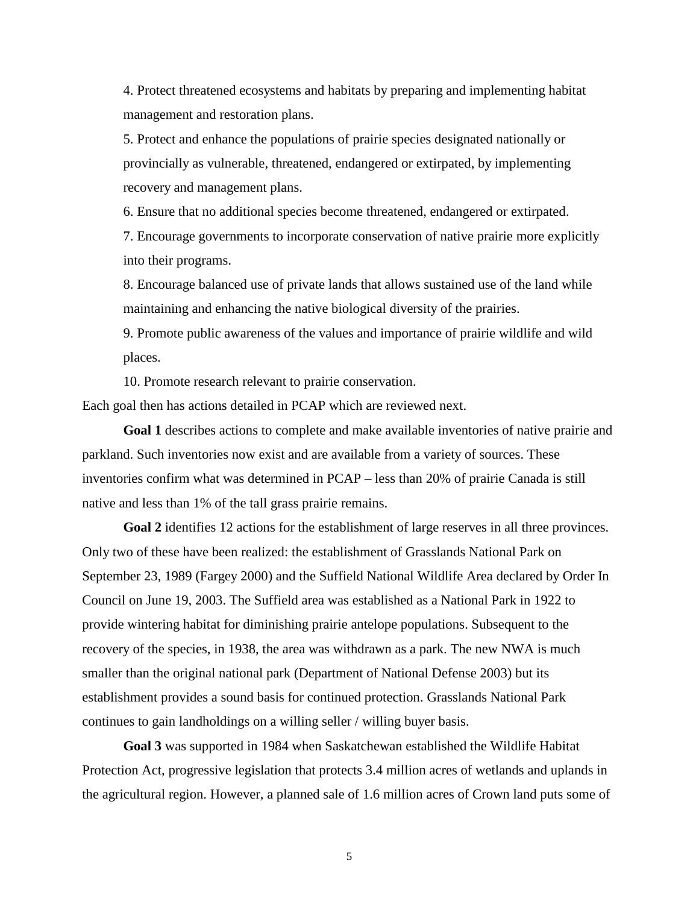4. Protect threatened ecosystems and habitats by preparing and implementing habitat management and restoration plans.

5. Protect and enhance the populations of prairie species designated nationally or provincially as vulnerable, threatened, endangered or extirpated, by implementing recovery and management plans.

6. Ensure that no additional species become threatened, endangered or extirpated.

7. Encourage governments to incorporate conservation of native prairie more explicitly into their programs.

8. Encourage balanced use of private lands that allows sustained use of the land while maintaining and enhancing the native biological diversity of the prairies.

9. Promote public awareness of the values and importance of prairie wildlife and wild places.

10. Promote research relevant to prairie conservation.

Each goal then has actions detailed in PCAP which are reviewed next.

**Goal 1** describes actions to complete and make available inventories of native prairie and parkland. Such inventories now exist and are available from a variety of sources. These inventories confirm what was determined in PCAP – less than 20% of prairie Canada is still native and less than 1% of the tall grass prairie remains.

**Goal 2** identifies 12 actions for the establishment of large reserves in all three provinces. Only two of these have been realized: the establishment of Grasslands National Park on September 23, 1989 (Fargey 2000) and the Suffield National Wildlife Area declared by Order In Council on June 19, 2003. The Suffield area was established as a National Park in 1922 to provide wintering habitat for diminishing prairie antelope populations. Subsequent to the recovery of the species, in 1938, the area was withdrawn as a park. The new NWA is much smaller than the original national park (Department of National Defense 2003) but its establishment provides a sound basis for continued protection. Grasslands National Park continues to gain landholdings on a willing seller / willing buyer basis.

**Goal 3** was supported in 1984 when Saskatchewan established the Wildlife Habitat Protection Act, progressive legislation that protects 3.4 million acres of wetlands and uplands in the agricultural region. However, a planned sale of 1.6 million acres of Crown land puts some of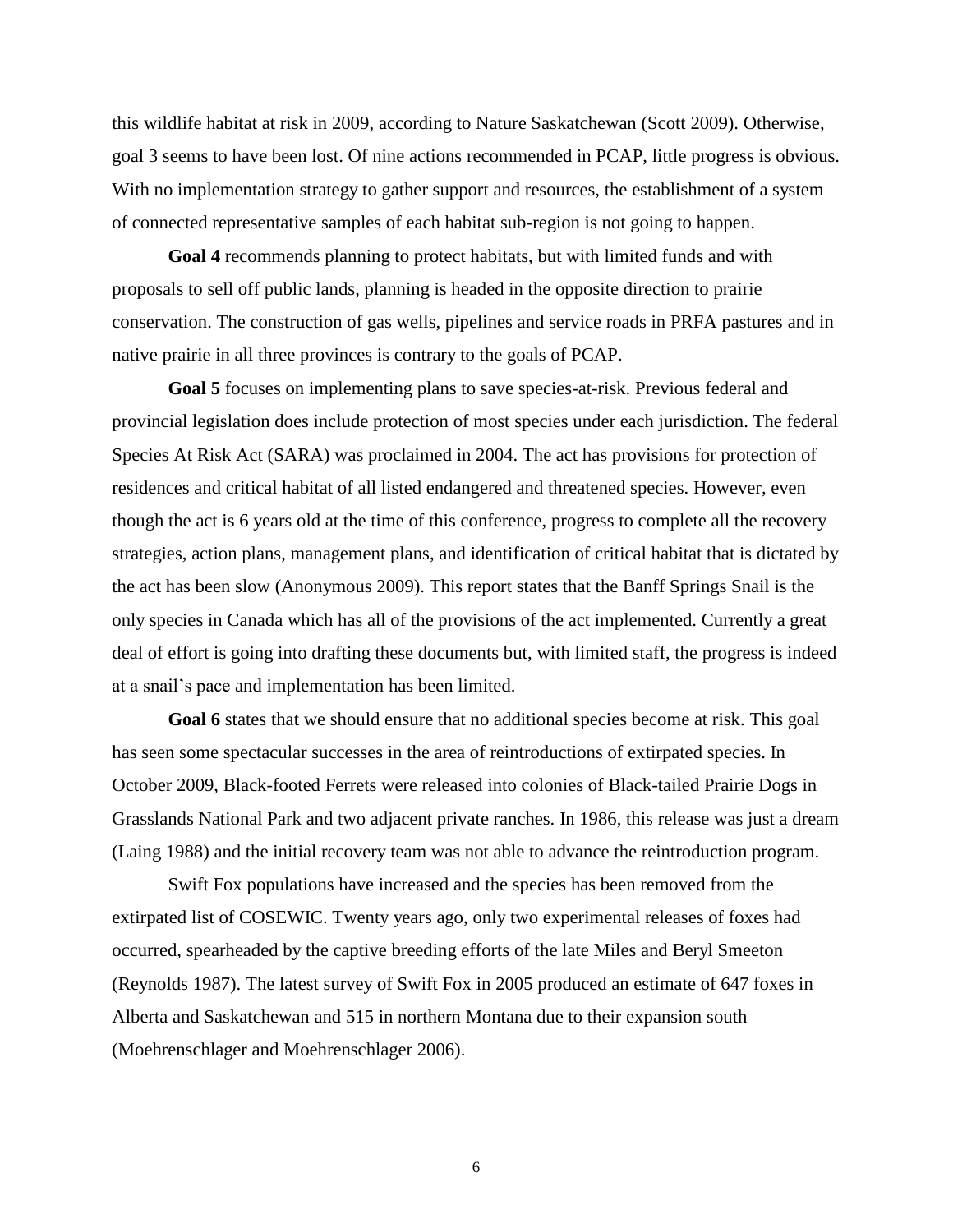this wildlife habitat at risk in 2009, according to Nature Saskatchewan (Scott 2009). Otherwise, goal 3 seems to have been lost. Of nine actions recommended in PCAP, little progress is obvious. With no implementation strategy to gather support and resources, the establishment of a system of connected representative samples of each habitat sub-region is not going to happen.

**Goal 4** recommends planning to protect habitats, but with limited funds and with proposals to sell off public lands, planning is headed in the opposite direction to prairie conservation. The construction of gas wells, pipelines and service roads in PRFA pastures and in native prairie in all three provinces is contrary to the goals of PCAP.

**Goal 5** focuses on implementing plans to save species-at-risk. Previous federal and provincial legislation does include protection of most species under each jurisdiction. The federal Species At Risk Act (SARA) was proclaimed in 2004. The act has provisions for protection of residences and critical habitat of all listed endangered and threatened species. However, even though the act is 6 years old at the time of this conference, progress to complete all the recovery strategies, action plans, management plans, and identification of critical habitat that is dictated by the act has been slow (Anonymous 2009). This report states that the Banff Springs Snail is the only species in Canada which has all of the provisions of the act implemented. Currently a great deal of effort is going into drafting these documents but, with limited staff, the progress is indeed at a snail's pace and implementation has been limited.

**Goal 6** states that we should ensure that no additional species become at risk. This goal has seen some spectacular successes in the area of reintroductions of extirpated species. In October 2009, Black-footed Ferrets were released into colonies of Black-tailed Prairie Dogs in Grasslands National Park and two adjacent private ranches. In 1986, this release was just a dream (Laing 1988) and the initial recovery team was not able to advance the reintroduction program.

Swift Fox populations have increased and the species has been removed from the extirpated list of COSEWIC. Twenty years ago, only two experimental releases of foxes had occurred, spearheaded by the captive breeding efforts of the late Miles and Beryl Smeeton (Reynolds 1987). The latest survey of Swift Fox in 2005 produced an estimate of 647 foxes in Alberta and Saskatchewan and 515 in northern Montana due to their expansion south (Moehrenschlager and Moehrenschlager 2006).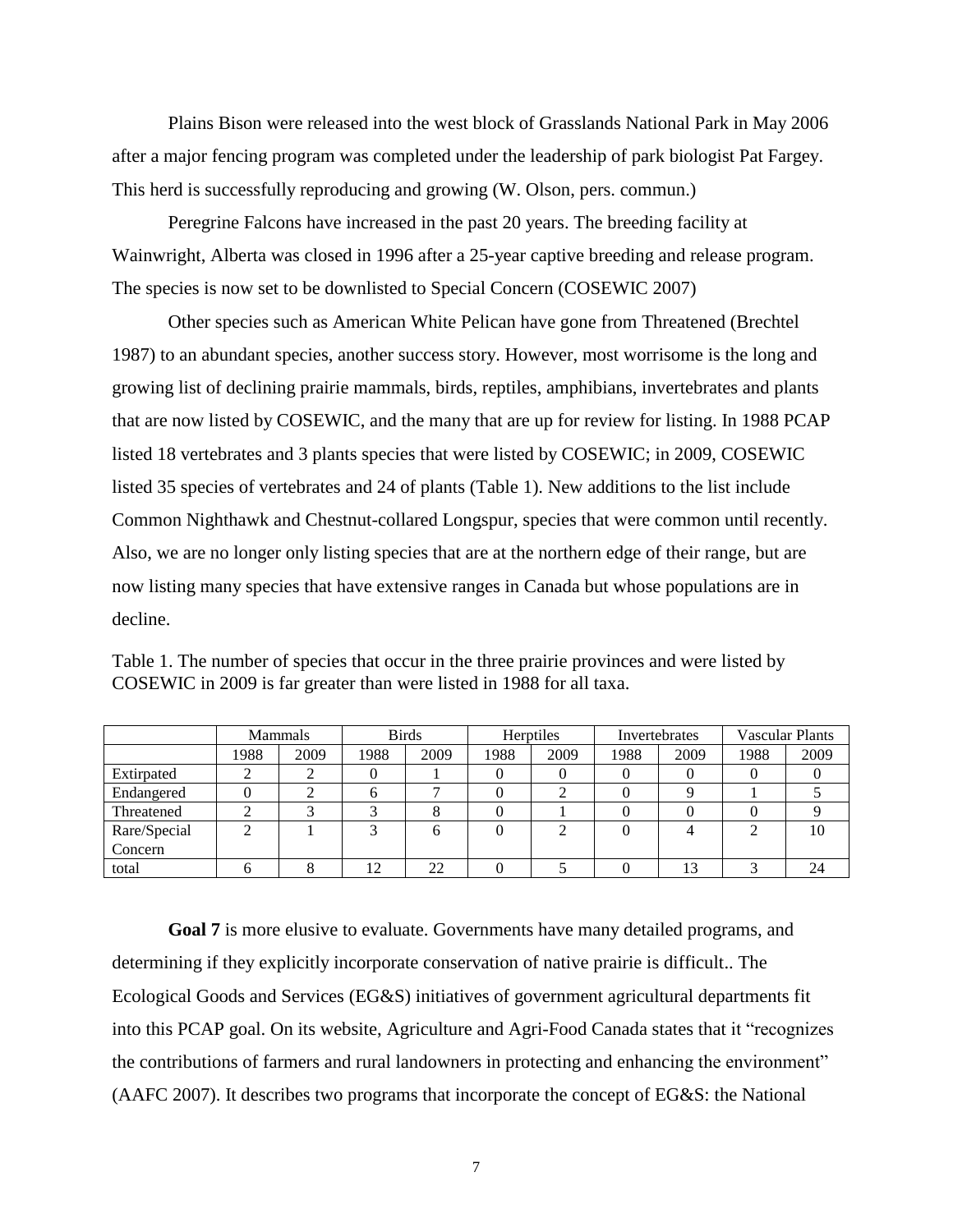Plains Bison were released into the west block of Grasslands National Park in May 2006 after a major fencing program was completed under the leadership of park biologist Pat Fargey. This herd is successfully reproducing and growing (W. Olson, pers. commun.)

Peregrine Falcons have increased in the past 20 years. The breeding facility at Wainwright, Alberta was closed in 1996 after a 25-year captive breeding and release program. The species is now set to be downlisted to Special Concern (COSEWIC 2007)

Other species such as American White Pelican have gone from Threatened (Brechtel 1987) to an abundant species, another success story. However, most worrisome is the long and growing list of declining prairie mammals, birds, reptiles, amphibians, invertebrates and plants that are now listed by COSEWIC, and the many that are up for review for listing. In 1988 PCAP listed 18 vertebrates and 3 plants species that were listed by COSEWIC; in 2009, COSEWIC listed 35 species of vertebrates and 24 of plants (Table 1). New additions to the list include Common Nighthawk and Chestnut-collared Longspur, species that were common until recently. Also, we are no longer only listing species that are at the northern edge of their range, but are now listing many species that have extensive ranges in Canada but whose populations are in decline.

Table 1. The number of species that occur in the three prairie provinces and were listed by COSEWIC in 2009 is far greater than were listed in 1988 for all taxa.

| | Mammals | | Birds | | Herptiles | | Invertebrates | | Vascular Plants | |
|---|---|---|---|---|---|---|---|---|---|---|
| | 1988 | 2009 | 1988 | 2009 | 1988 | 2009 | 1988 | 2009 | 1988 | 2009 |
| Extirpated | 2 | 2 | 0 | 1 | 0 | 0 | 0 | 0 | 0 | 0 |
| Endangered | 0 | 2 | 6 | 7 | 0 | 2 | 0 | 9 | 1 | 5 |
| Threatened | 2 | 3 | 3 | 8 | 0 | 1 | 0 | 0 | 0 | 9 |
| Rare/Special Concern | 2 | 1 | 3 | 6 | 0 | 2 | 0 | 4 | 2 | 10 |
| total | 6 | 8 | 12 | 22 | 0 | 5 | 0 | 13 | 3 | 24 |

**Goal 7** is more elusive to evaluate. Governments have many detailed programs, and determining if they explicitly incorporate conservation of native prairie is difficult.. The Ecological Goods and Services (EG&S) initiatives of government agricultural departments fit into this PCAP goal. On its website, Agriculture and Agri-Food Canada states that it "recognizes the contributions of farmers and rural landowners in protecting and enhancing the environment" (AAFC 2007). It describes two programs that incorporate the concept of EG&S: the National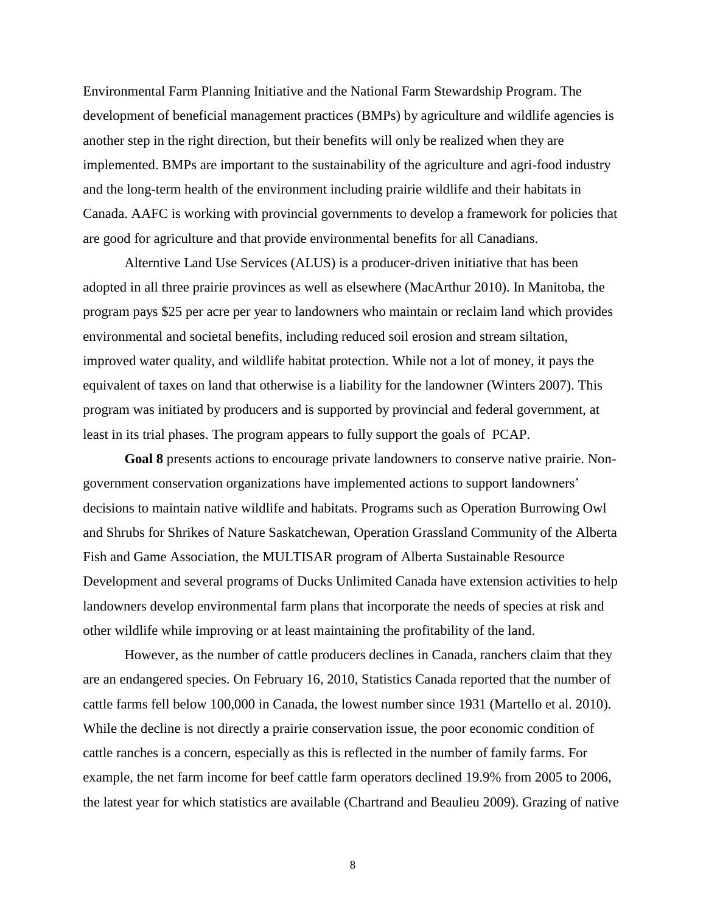Environmental Farm Planning Initiative and the National Farm Stewardship Program. The development of beneficial management practices (BMPs) by agriculture and wildlife agencies is another step in the right direction, but their benefits will only be realized when they are implemented. BMPs are important to the sustainability of the agriculture and agri-food industry and the long-term health of the environment including prairie wildlife and their habitats in Canada. AAFC is working with provincial governments to develop a framework for policies that are good for agriculture and that provide environmental benefits for all Canadians.

Alterntive Land Use Services (ALUS) is a producer-driven initiative that has been adopted in all three prairie provinces as well as elsewhere (MacArthur 2010). In Manitoba, the program pays $25 per acre per year to landowners who maintain or reclaim land which provides environmental and societal benefits, including reduced soil erosion and stream siltation, improved water quality, and wildlife habitat protection. While not a lot of money, it pays the equivalent of taxes on land that otherwise is a liability for the landowner (Winters 2007). This program was initiated by producers and is supported by provincial and federal government, at least in its trial phases. The program appears to fully support the goals of PCAP.

**Goal 8** presents actions to encourage private landowners to conserve native prairie. Non-government conservation organizations have implemented actions to support landowners' decisions to maintain native wildlife and habitats. Programs such as Operation Burrowing Owl and Shrubs for Shrikes of Nature Saskatchewan, Operation Grassland Community of the Alberta Fish and Game Association, the MULTISAR program of Alberta Sustainable Resource Development and several programs of Ducks Unlimited Canada have extension activities to help landowners develop environmental farm plans that incorporate the needs of species at risk and other wildlife while improving or at least maintaining the profitability of the land.

However, as the number of cattle producers declines in Canada, ranchers claim that they are an endangered species. On February 16, 2010, Statistics Canada reported that the number of cattle farms fell below 100,000 in Canada, the lowest number since 1931 (Martello et al. 2010). While the decline is not directly a prairie conservation issue, the poor economic condition of cattle ranches is a concern, especially as this is reflected in the number of family farms. For example, the net farm income for beef cattle farm operators declined 19.9% from 2005 to 2006, the latest year for which statistics are available (Chartrand and Beaulieu 2009). Grazing of native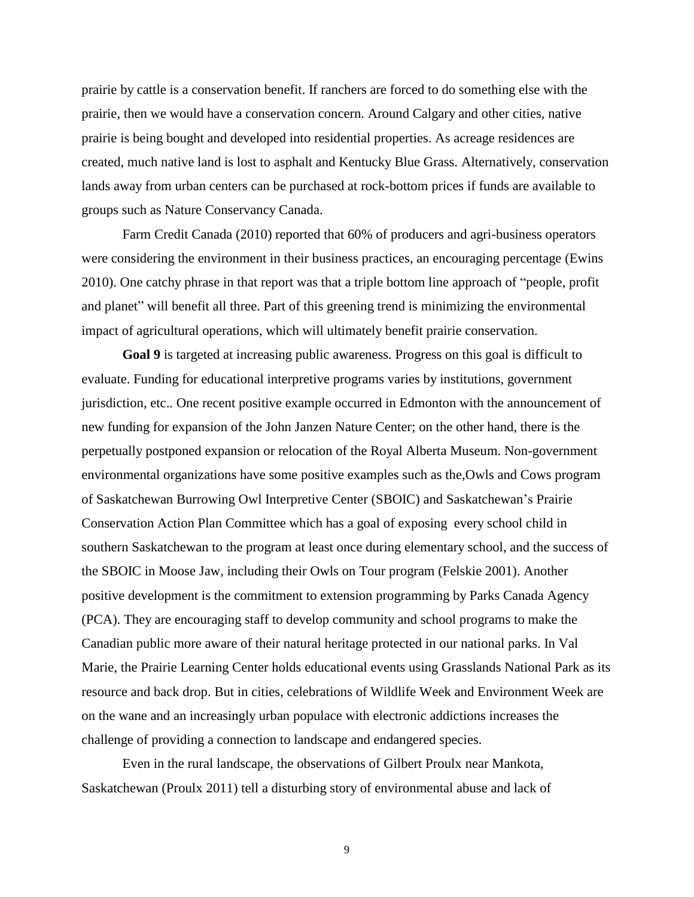prairie by cattle is a conservation benefit. If ranchers are forced to do something else with the prairie, then we would have a conservation concern. Around Calgary and other cities, native prairie is being bought and developed into residential properties. As acreage residences are created, much native land is lost to asphalt and Kentucky Blue Grass. Alternatively, conservation lands away from urban centers can be purchased at rock-bottom prices if funds are available to groups such as Nature Conservancy Canada.

Farm Credit Canada (2010) reported that 60% of producers and agri-business operators were considering the environment in their business practices, an encouraging percentage (Ewins 2010). One catchy phrase in that report was that a triple bottom line approach of "people, profit and planet" will benefit all three. Part of this greening trend is minimizing the environmental impact of agricultural operations, which will ultimately benefit prairie conservation.

**Goal 9** is targeted at increasing public awareness. Progress on this goal is difficult to evaluate. Funding for educational interpretive programs varies by institutions, government jurisdiction, etc.. One recent positive example occurred in Edmonton with the announcement of new funding for expansion of the John Janzen Nature Center; on the other hand, there is the perpetually postponed expansion or relocation of the Royal Alberta Museum. Non-government environmental organizations have some positive examples such as the,Owls and Cows program of Saskatchewan Burrowing Owl Interpretive Center (SBOIC) and Saskatchewan's Prairie Conservation Action Plan Committee which has a goal of exposing every school child in southern Saskatchewan to the program at least once during elementary school, and the success of the SBOIC in Moose Jaw, including their Owls on Tour program (Felskie 2001). Another positive development is the commitment to extension programming by Parks Canada Agency (PCA). They are encouraging staff to develop community and school programs to make the Canadian public more aware of their natural heritage protected in our national parks. In Val Marie, the Prairie Learning Center holds educational events using Grasslands National Park as its resource and back drop. But in cities, celebrations of Wildlife Week and Environment Week are on the wane and an increasingly urban populace with electronic addictions increases the challenge of providing a connection to landscape and endangered species.

Even in the rural landscape, the observations of Gilbert Proulx near Mankota, Saskatchewan (Proulx 2011) tell a disturbing story of environmental abuse and lack of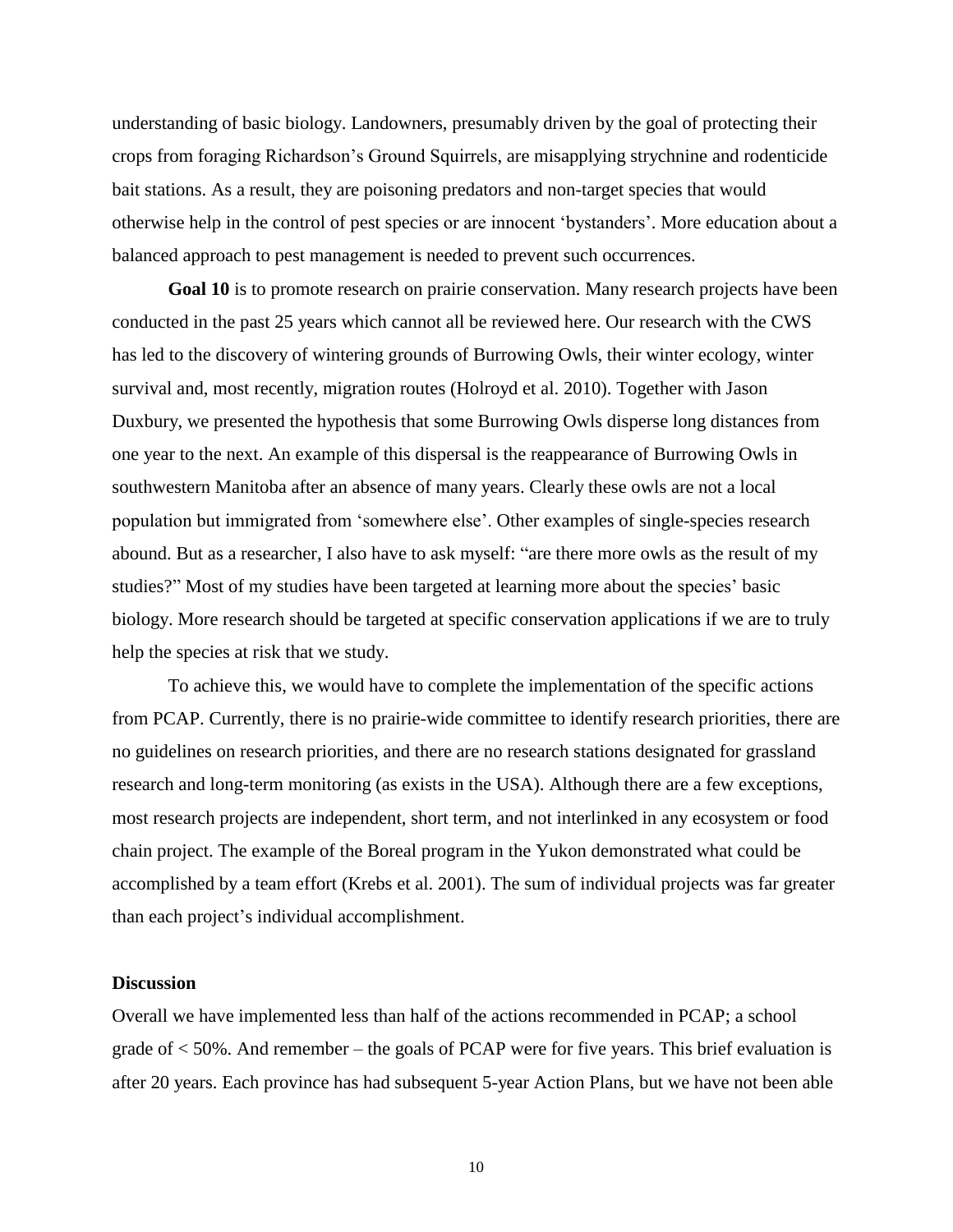understanding of basic biology. Landowners, presumably driven by the goal of protecting their crops from foraging Richardson's Ground Squirrels, are misapplying strychnine and rodenticide bait stations. As a result, they are poisoning predators and non-target species that would otherwise help in the control of pest species or are innocent 'bystanders'. More education about a balanced approach to pest management is needed to prevent such occurrences.

**Goal 10** is to promote research on prairie conservation. Many research projects have been conducted in the past 25 years which cannot all be reviewed here. Our research with the CWS has led to the discovery of wintering grounds of Burrowing Owls, their winter ecology, winter survival and, most recently, migration routes (Holroyd et al. 2010). Together with Jason Duxbury, we presented the hypothesis that some Burrowing Owls disperse long distances from one year to the next. An example of this dispersal is the reappearance of Burrowing Owls in southwestern Manitoba after an absence of many years. Clearly these owls are not a local population but immigrated from 'somewhere else'. Other examples of single-species research abound. But as a researcher, I also have to ask myself: "are there more owls as the result of my studies?" Most of my studies have been targeted at learning more about the species' basic biology. More research should be targeted at specific conservation applications if we are to truly help the species at risk that we study.

To achieve this, we would have to complete the implementation of the specific actions from PCAP. Currently, there is no prairie-wide committee to identify research priorities, there are no guidelines on research priorities, and there are no research stations designated for grassland research and long-term monitoring (as exists in the USA). Although there are a few exceptions, most research projects are independent, short term, and not interlinked in any ecosystem or food chain project. The example of the Boreal program in the Yukon demonstrated what could be accomplished by a team effort (Krebs et al. 2001). The sum of individual projects was far greater than each project's individual accomplishment.

## Discussion

Overall we have implemented less than half of the actions recommended in PCAP; a school grade of < 50%. And remember – the goals of PCAP were for five years. This brief evaluation is after 20 years. Each province has had subsequent 5-year Action Plans, but we have not been able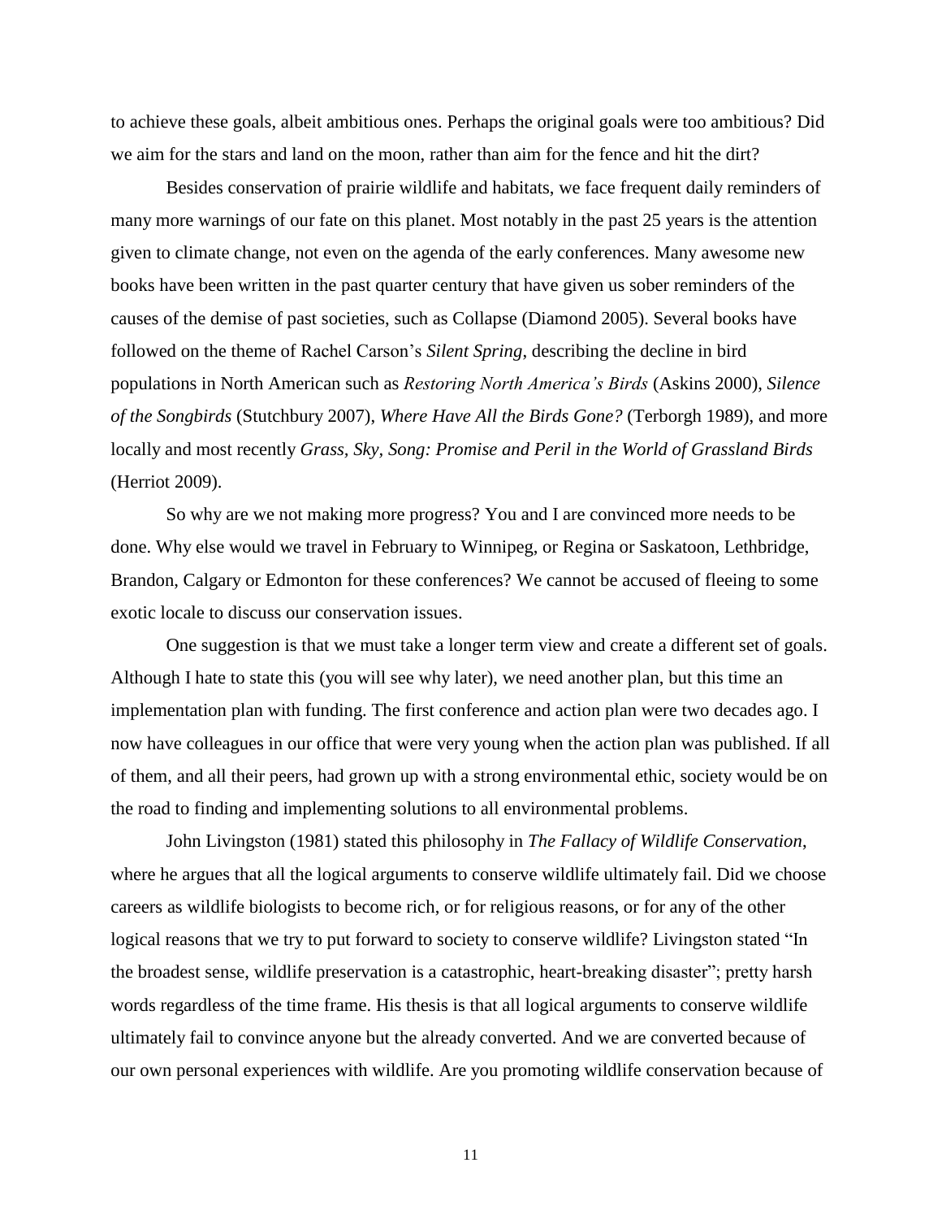to achieve these goals, albeit ambitious ones. Perhaps the original goals were too ambitious? Did we aim for the stars and land on the moon, rather than aim for the fence and hit the dirt?

Besides conservation of prairie wildlife and habitats, we face frequent daily reminders of many more warnings of our fate on this planet. Most notably in the past 25 years is the attention given to climate change, not even on the agenda of the early conferences. Many awesome new books have been written in the past quarter century that have given us sober reminders of the causes of the demise of past societies, such as Collapse (Diamond 2005). Several books have followed on the theme of Rachel Carson's *Silent Spring*, describing the decline in bird populations in North American such as *Restoring North America's Birds* (Askins 2000), *Silence of the Songbirds* (Stutchbury 2007), *Where Have All the Birds Gone?* (Terborgh 1989), and more locally and most recently *Grass, Sky, Song: Promise and Peril in the World of Grassland Birds* (Herriot 2009).

So why are we not making more progress? You and I are convinced more needs to be done. Why else would we travel in February to Winnipeg, or Regina or Saskatoon, Lethbridge, Brandon, Calgary or Edmonton for these conferences? We cannot be accused of fleeing to some exotic locale to discuss our conservation issues.

One suggestion is that we must take a longer term view and create a different set of goals. Although I hate to state this (you will see why later), we need another plan, but this time an implementation plan with funding. The first conference and action plan were two decades ago. I now have colleagues in our office that were very young when the action plan was published. If all of them, and all their peers, had grown up with a strong environmental ethic, society would be on the road to finding and implementing solutions to all environmental problems.

John Livingston (1981) stated this philosophy in *The Fallacy of Wildlife Conservation*, where he argues that all the logical arguments to conserve wildlife ultimately fail. Did we choose careers as wildlife biologists to become rich, or for religious reasons, or for any of the other logical reasons that we try to put forward to society to conserve wildlife? Livingston stated "In the broadest sense, wildlife preservation is a catastrophic, heart-breaking disaster"; pretty harsh words regardless of the time frame. His thesis is that all logical arguments to conserve wildlife ultimately fail to convince anyone but the already converted. And we are converted because of our own personal experiences with wildlife. Are you promoting wildlife conservation because of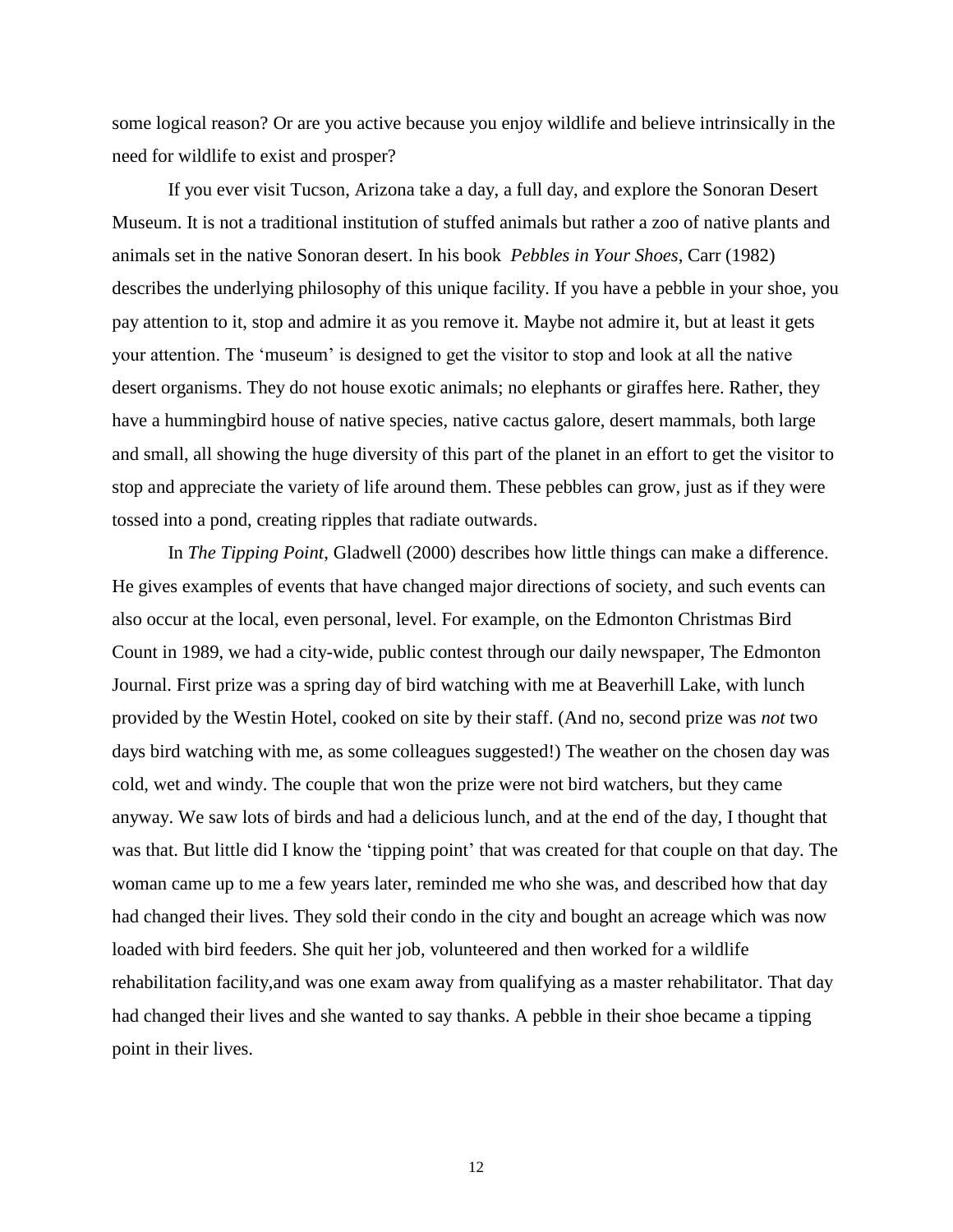some logical reason? Or are you active because you enjoy wildlife and believe intrinsically in the need for wildlife to exist and prosper?

If you ever visit Tucson, Arizona take a day, a full day, and explore the Sonoran Desert Museum. It is not a traditional institution of stuffed animals but rather a zoo of native plants and animals set in the native Sonoran desert. In his book *Pebbles in Your Shoes*, Carr (1982) describes the underlying philosophy of this unique facility. If you have a pebble in your shoe, you pay attention to it, stop and admire it as you remove it. Maybe not admire it, but at least it gets your attention. The 'museum' is designed to get the visitor to stop and look at all the native desert organisms. They do not house exotic animals; no elephants or giraffes here. Rather, they have a hummingbird house of native species, native cactus galore, desert mammals, both large and small, all showing the huge diversity of this part of the planet in an effort to get the visitor to stop and appreciate the variety of life around them. These pebbles can grow, just as if they were tossed into a pond, creating ripples that radiate outwards.

In *The Tipping Point*, Gladwell (2000) describes how little things can make a difference. He gives examples of events that have changed major directions of society, and such events can also occur at the local, even personal, level. For example, on the Edmonton Christmas Bird Count in 1989, we had a city-wide, public contest through our daily newspaper, The Edmonton Journal. First prize was a spring day of bird watching with me at Beaverhill Lake, with lunch provided by the Westin Hotel, cooked on site by their staff. (And no, second prize was *not* two days bird watching with me, as some colleagues suggested!) The weather on the chosen day was cold, wet and windy. The couple that won the prize were not bird watchers, but they came anyway. We saw lots of birds and had a delicious lunch, and at the end of the day, I thought that was that. But little did I know the 'tipping point' that was created for that couple on that day. The woman came up to me a few years later, reminded me who she was, and described how that day had changed their lives. They sold their condo in the city and bought an acreage which was now loaded with bird feeders. She quit her job, volunteered and then worked for a wildlife rehabilitation facility,and was one exam away from qualifying as a master rehabilitator. That day had changed their lives and she wanted to say thanks. A pebble in their shoe became a tipping point in their lives.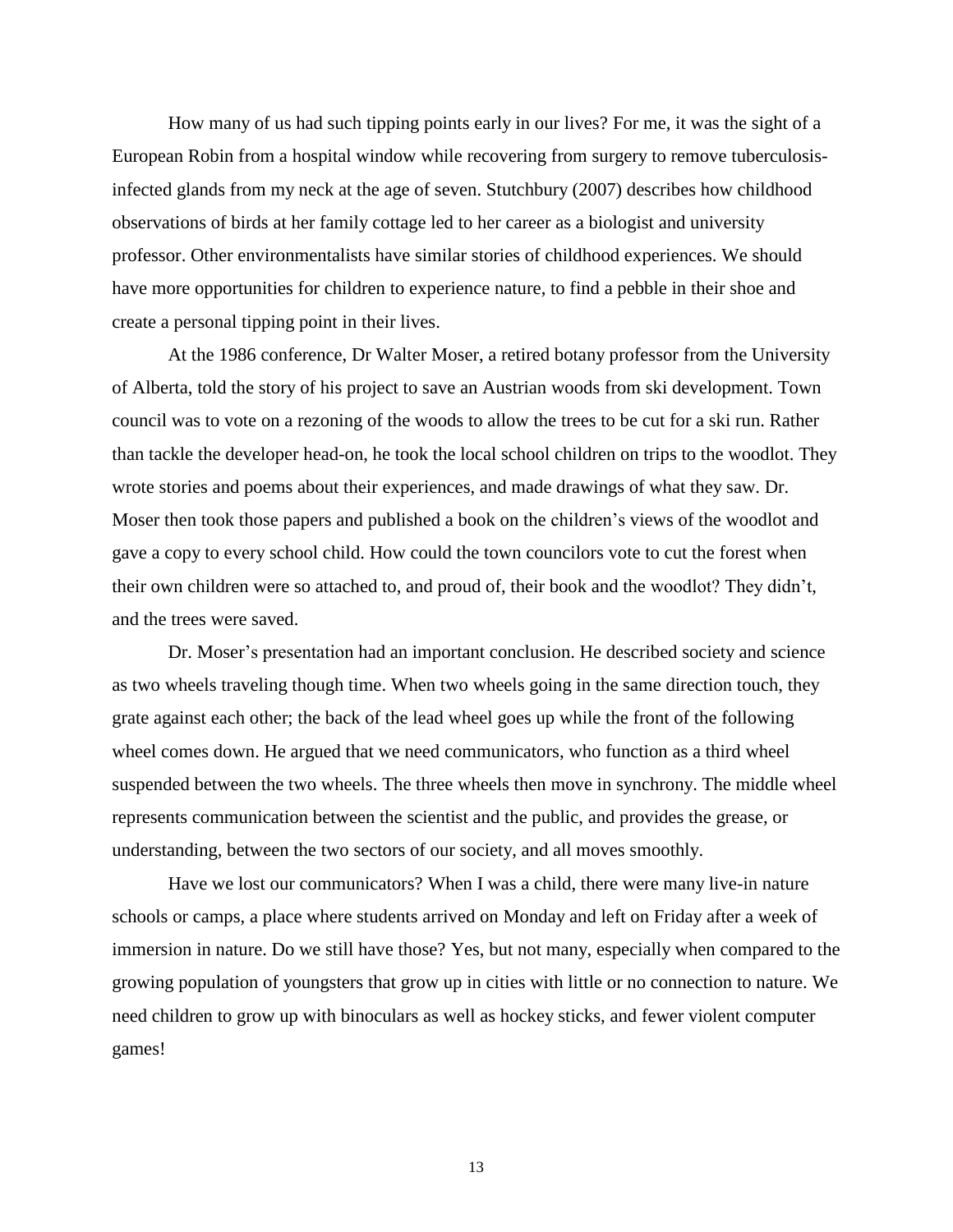How many of us had such tipping points early in our lives? For me, it was the sight of a European Robin from a hospital window while recovering from surgery to remove tuberculosis-infected glands from my neck at the age of seven. Stutchbury (2007) describes how childhood observations of birds at her family cottage led to her career as a biologist and university professor. Other environmentalists have similar stories of childhood experiences. We should have more opportunities for children to experience nature, to find a pebble in their shoe and create a personal tipping point in their lives.

At the 1986 conference, Dr Walter Moser, a retired botany professor from the University of Alberta, told the story of his project to save an Austrian woods from ski development. Town council was to vote on a rezoning of the woods to allow the trees to be cut for a ski run. Rather than tackle the developer head-on, he took the local school children on trips to the woodlot. They wrote stories and poems about their experiences, and made drawings of what they saw. Dr. Moser then took those papers and published a book on the children's views of the woodlot and gave a copy to every school child. How could the town councilors vote to cut the forest when their own children were so attached to, and proud of, their book and the woodlot? They didn't, and the trees were saved.

Dr. Moser's presentation had an important conclusion. He described society and science as two wheels traveling though time. When two wheels going in the same direction touch, they grate against each other; the back of the lead wheel goes up while the front of the following wheel comes down. He argued that we need communicators, who function as a third wheel suspended between the two wheels. The three wheels then move in synchrony. The middle wheel represents communication between the scientist and the public, and provides the grease, or understanding, between the two sectors of our society, and all moves smoothly.

Have we lost our communicators? When I was a child, there were many live-in nature schools or camps, a place where students arrived on Monday and left on Friday after a week of immersion in nature. Do we still have those? Yes, but not many, especially when compared to the growing population of youngsters that grow up in cities with little or no connection to nature. We need children to grow up with binoculars as well as hockey sticks, and fewer violent computer games!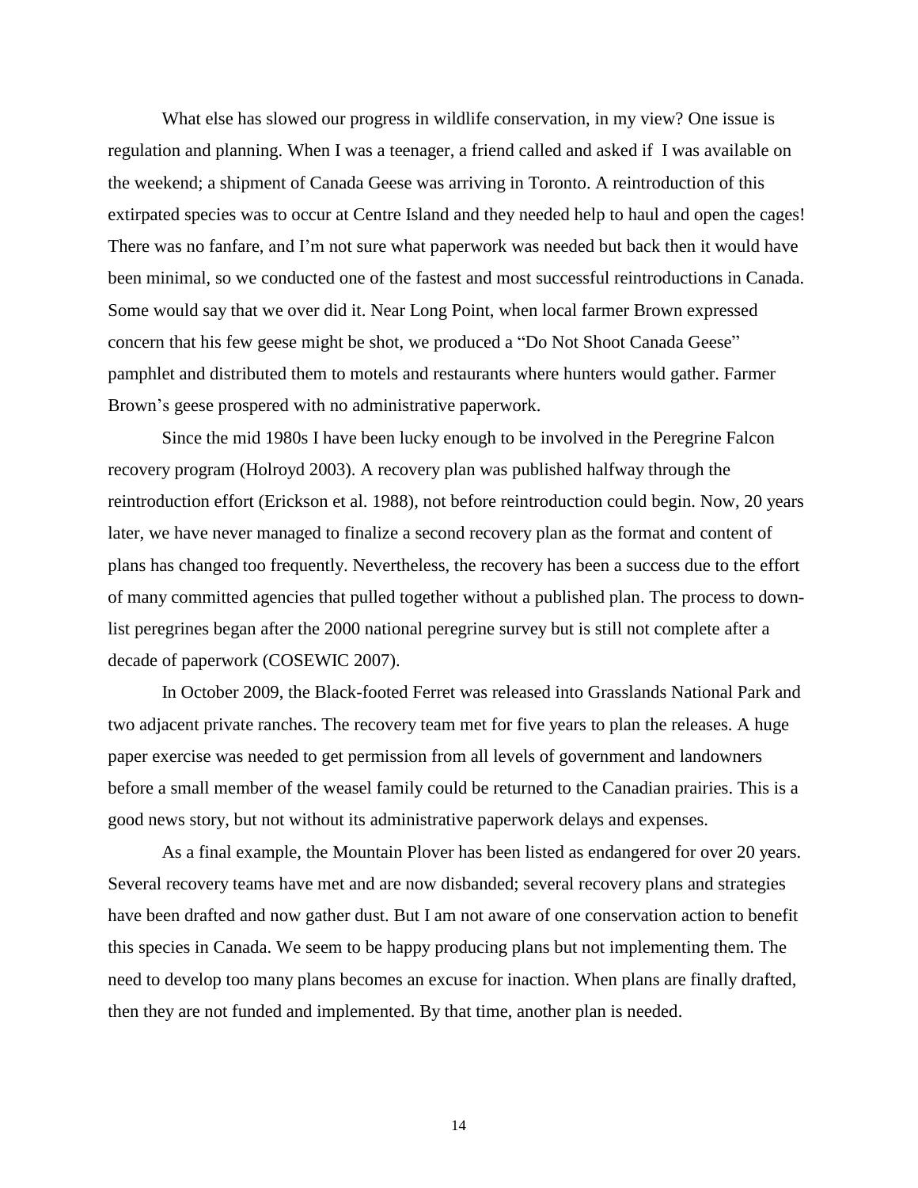What else has slowed our progress in wildlife conservation, in my view? One issue is regulation and planning. When I was a teenager, a friend called and asked if I was available on the weekend; a shipment of Canada Geese was arriving in Toronto. A reintroduction of this extirpated species was to occur at Centre Island and they needed help to haul and open the cages! There was no fanfare, and I'm not sure what paperwork was needed but back then it would have been minimal, so we conducted one of the fastest and most successful reintroductions in Canada. Some would say that we over did it. Near Long Point, when local farmer Brown expressed concern that his few geese might be shot, we produced a "Do Not Shoot Canada Geese" pamphlet and distributed them to motels and restaurants where hunters would gather. Farmer Brown's geese prospered with no administrative paperwork.

Since the mid 1980s I have been lucky enough to be involved in the Peregrine Falcon recovery program (Holroyd 2003). A recovery plan was published halfway through the reintroduction effort (Erickson et al. 1988), not before reintroduction could begin. Now, 20 years later, we have never managed to finalize a second recovery plan as the format and content of plans has changed too frequently. Nevertheless, the recovery has been a success due to the effort of many committed agencies that pulled together without a published plan. The process to down-list peregrines began after the 2000 national peregrine survey but is still not complete after a decade of paperwork (COSEWIC 2007).

In October 2009, the Black-footed Ferret was released into Grasslands National Park and two adjacent private ranches. The recovery team met for five years to plan the releases. A huge paper exercise was needed to get permission from all levels of government and landowners before a small member of the weasel family could be returned to the Canadian prairies. This is a good news story, but not without its administrative paperwork delays and expenses.

As a final example, the Mountain Plover has been listed as endangered for over 20 years. Several recovery teams have met and are now disbanded; several recovery plans and strategies have been drafted and now gather dust. But I am not aware of one conservation action to benefit this species in Canada. We seem to be happy producing plans but not implementing them. The need to develop too many plans becomes an excuse for inaction. When plans are finally drafted, then they are not funded and implemented. By that time, another plan is needed.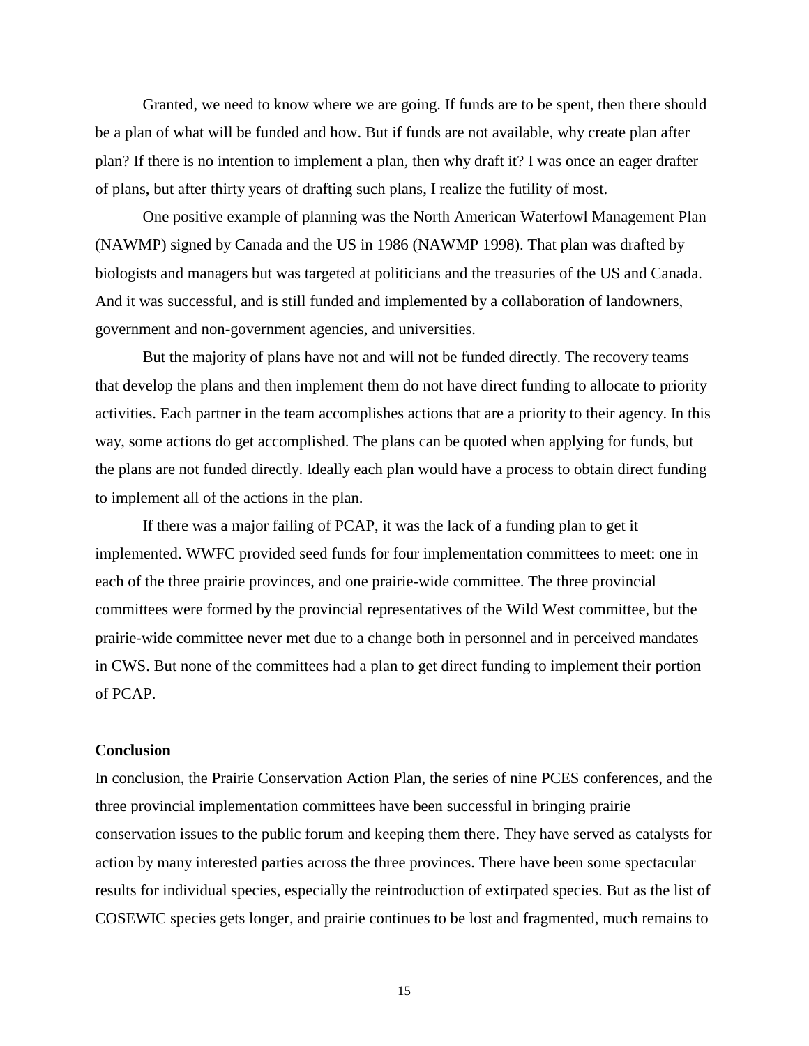Granted, we need to know where we are going. If funds are to be spent, then there should be a plan of what will be funded and how. But if funds are not available, why create plan after plan? If there is no intention to implement a plan, then why draft it? I was once an eager drafter of plans, but after thirty years of drafting such plans, I realize the futility of most.

One positive example of planning was the North American Waterfowl Management Plan (NAWMP) signed by Canada and the US in 1986 (NAWMP 1998). That plan was drafted by biologists and managers but was targeted at politicians and the treasuries of the US and Canada. And it was successful, and is still funded and implemented by a collaboration of landowners, government and non-government agencies, and universities.

But the majority of plans have not and will not be funded directly. The recovery teams that develop the plans and then implement them do not have direct funding to allocate to priority activities. Each partner in the team accomplishes actions that are a priority to their agency. In this way, some actions do get accomplished. The plans can be quoted when applying for funds, but the plans are not funded directly. Ideally each plan would have a process to obtain direct funding to implement all of the actions in the plan.

If there was a major failing of PCAP, it was the lack of a funding plan to get it implemented. WWFC provided seed funds for four implementation committees to meet: one in each of the three prairie provinces, and one prairie-wide committee. The three provincial committees were formed by the provincial representatives of the Wild West committee, but the prairie-wide committee never met due to a change both in personnel and in perceived mandates in CWS. But none of the committees had a plan to get direct funding to implement their portion of PCAP.

**Conclusion**

In conclusion, the Prairie Conservation Action Plan, the series of nine PCES conferences, and the three provincial implementation committees have been successful in bringing prairie conservation issues to the public forum and keeping them there. They have served as catalysts for action by many interested parties across the three provinces. There have been some spectacular results for individual species, especially the reintroduction of extirpated species. But as the list of COSEWIC species gets longer, and prairie continues to be lost and fragmented, much remains to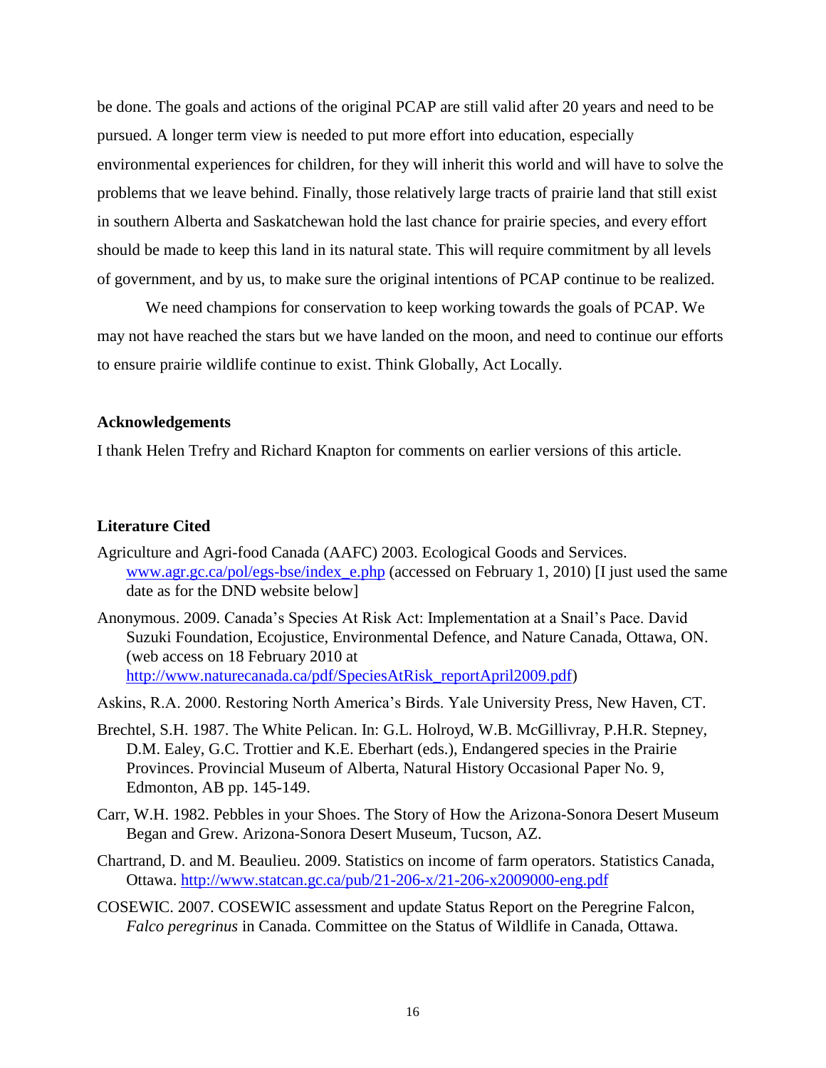be done. The goals and actions of the original PCAP are still valid after 20 years and need to be pursued. A longer term view is needed to put more effort into education, especially environmental experiences for children, for they will inherit this world and will have to solve the problems that we leave behind. Finally, those relatively large tracts of prairie land that still exist in southern Alberta and Saskatchewan hold the last chance for prairie species, and every effort should be made to keep this land in its natural state. This will require commitment by all levels of government, and by us, to make sure the original intentions of PCAP continue to be realized.

We need champions for conservation to keep working towards the goals of PCAP. We may not have reached the stars but we have landed on the moon, and need to continue our efforts to ensure prairie wildlife continue to exist. Think Globally, Act Locally.

**Acknowledgements**

I thank Helen Trefry and Richard Knapton for comments on earlier versions of this article.

**Literature Cited**

Agriculture and Agri-food Canada (AAFC) 2003. Ecological Goods and Services. www.agr.gc.ca/pol/egs-bse/index_e.php (accessed on February 1, 2010) [I just used the same date as for the DND website below]

Anonymous. 2009. Canada's Species At Risk Act: Implementation at a Snail's Pace. David Suzuki Foundation, Ecojustice, Environmental Defence, and Nature Canada, Ottawa, ON. (web access on 18 February 2010 at http://www.naturecanada.ca/pdf/SpeciesAtRisk_reportApril2009.pdf)

Askins, R.A. 2000. Restoring North America's Birds. Yale University Press, New Haven, CT.

Brechtel, S.H. 1987. The White Pelican. In: G.L. Holroyd, W.B. McGillivray, P.H.R. Stepney, D.M. Ealey, G.C. Trottier and K.E. Eberhart (eds.), Endangered species in the Prairie Provinces. Provincial Museum of Alberta, Natural History Occasional Paper No. 9, Edmonton, AB pp. 145-149.

Carr, W.H. 1982. Pebbles in your Shoes. The Story of How the Arizona-Sonora Desert Museum Began and Grew. Arizona-Sonora Desert Museum, Tucson, AZ.

Chartrand, D. and M. Beaulieu. 2009. Statistics on income of farm operators. Statistics Canada, Ottawa. http://www.statcan.gc.ca/pub/21-206-x/21-206-x2009000-eng.pdf

COSEWIC. 2007. COSEWIC assessment and update Status Report on the Peregrine Falcon, *Falco peregrinus* in Canada. Committee on the Status of Wildlife in Canada, Ottawa.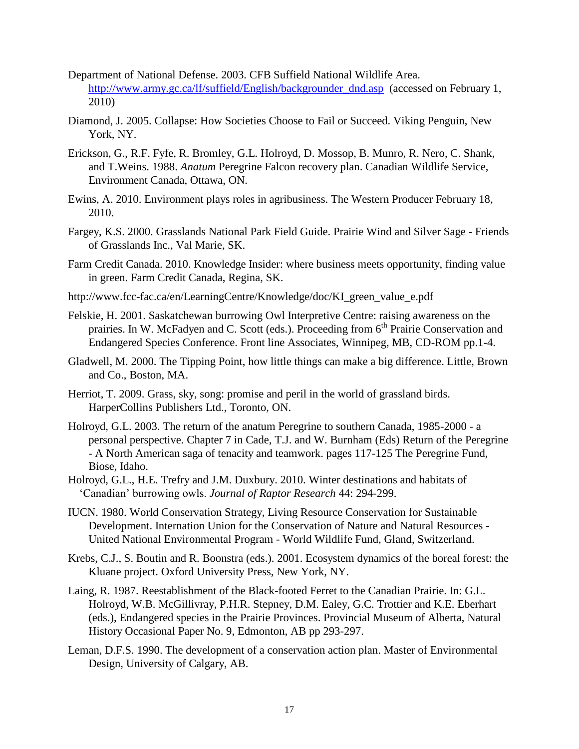Department of National Defense. 2003. CFB Suffield National Wildlife Area. http://www.army.gc.ca/lf/suffield/English/backgrounder_dnd.asp (accessed on February 1, 2010)

Diamond, J. 2005. Collapse: How Societies Choose to Fail or Succeed. Viking Penguin, New York, NY.

Erickson, G., R.F. Fyfe, R. Bromley, G.L. Holroyd, D. Mossop, B. Munro, R. Nero, C. Shank, and T.Weins. 1988. *Anatum* Peregrine Falcon recovery plan. Canadian Wildlife Service, Environment Canada, Ottawa, ON.

Ewins, A. 2010. Environment plays roles in agribusiness. The Western Producer February 18, 2010.

Fargey, K.S. 2000. Grasslands National Park Field Guide. Prairie Wind and Silver Sage - Friends of Grasslands Inc., Val Marie, SK.

Farm Credit Canada. 2010. Knowledge Insider: where business meets opportunity, finding value in green. Farm Credit Canada, Regina, SK.

http://www.fcc-fac.ca/en/LearningCentre/Knowledge/doc/KI_green_value_e.pdf

Felskie, H. 2001. Saskatchewan burrowing Owl Interpretive Centre: raising awareness on the prairies. In W. McFadyen and C. Scott (eds.). Proceeding from 6th Prairie Conservation and Endangered Species Conference. Front line Associates, Winnipeg, MB, CD-ROM pp.1-4.

Gladwell, M. 2000. The Tipping Point, how little things can make a big difference. Little, Brown and Co., Boston, MA.

Herriot, T. 2009. Grass, sky, song: promise and peril in the world of grassland birds. HarperCollins Publishers Ltd., Toronto, ON.

Holroyd, G.L. 2003. The return of the anatum Peregrine to southern Canada, 1985-2000 - a personal perspective. Chapter 7 in Cade, T.J. and W. Burnham (Eds) Return of the Peregrine - A North American saga of tenacity and teamwork. pages 117-125 The Peregrine Fund, Biose, Idaho.

Holroyd, G.L., H.E. Trefry and J.M. Duxbury. 2010. Winter destinations and habitats of 'Canadian' burrowing owls. *Journal of Raptor Research* 44: 294-299.

IUCN. 1980. World Conservation Strategy, Living Resource Conservation for Sustainable Development. Internation Union for the Conservation of Nature and Natural Resources - United National Environmental Program - World Wildlife Fund, Gland, Switzerland.

Krebs, C.J., S. Boutin and R. Boonstra (eds.). 2001. Ecosystem dynamics of the boreal forest: the Kluane project. Oxford University Press, New York, NY.

Laing, R. 1987. Reestablishment of the Black-footed Ferret to the Canadian Prairie. In: G.L. Holroyd, W.B. McGillivray, P.H.R. Stepney, D.M. Ealey, G.C. Trottier and K.E. Eberhart (eds.), Endangered species in the Prairie Provinces. Provincial Museum of Alberta, Natural History Occasional Paper No. 9, Edmonton, AB pp 293-297.

Leman, D.F.S. 1990. The development of a conservation action plan. Master of Environmental Design, University of Calgary, AB.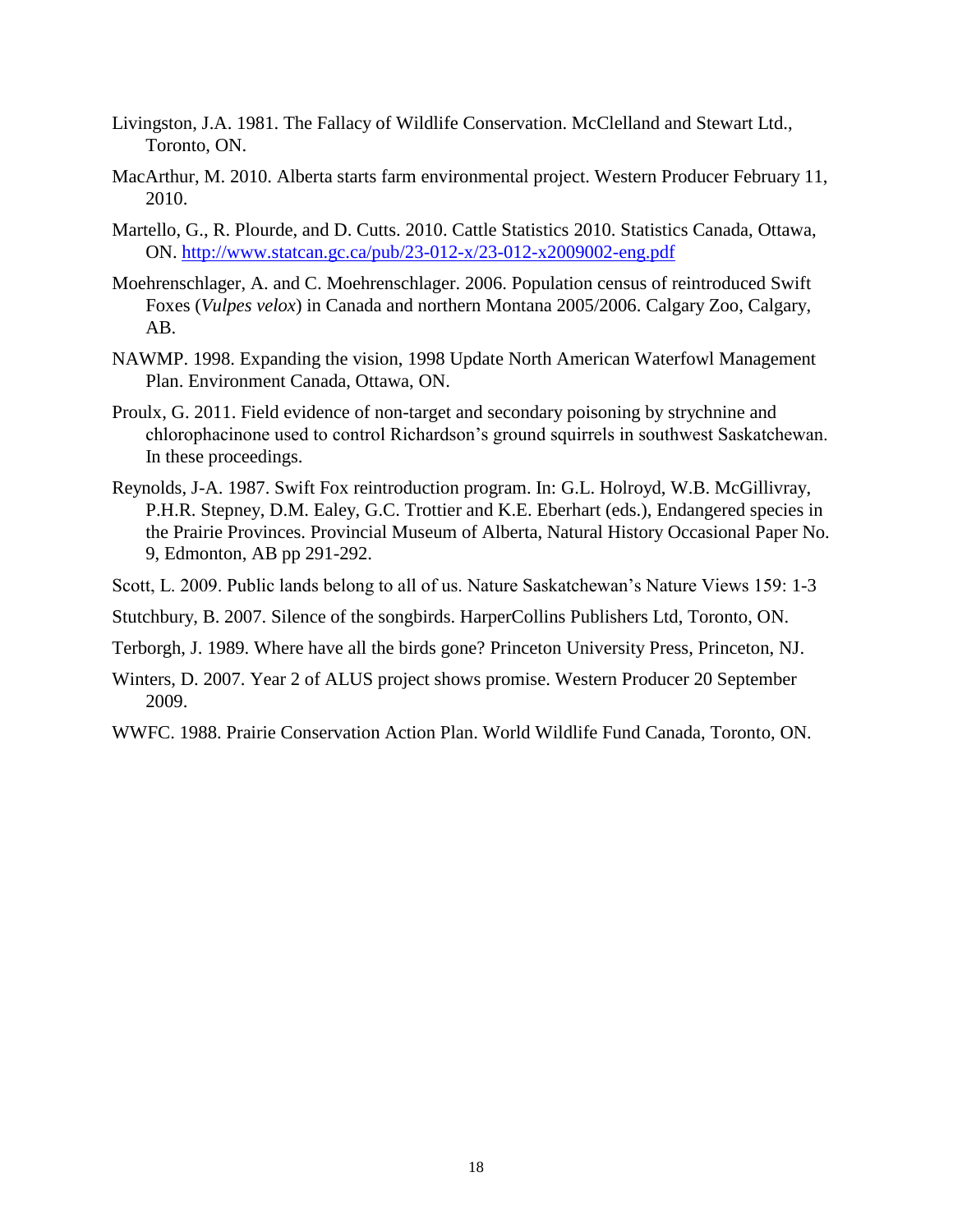Livingston, J.A. 1981. The Fallacy of Wildlife Conservation. McClelland and Stewart Ltd., Toronto, ON.

MacArthur, M. 2010. Alberta starts farm environmental project. Western Producer February 11, 2010.

Martello, G., R. Plourde, and D. Cutts. 2010. Cattle Statistics 2010. Statistics Canada, Ottawa, ON. http://www.statcan.gc.ca/pub/23-012-x/23-012-x2009002-eng.pdf

Moehrenschlager, A. and C. Moehrenschlager. 2006. Population census of reintroduced Swift Foxes (*Vulpes velox*) in Canada and northern Montana 2005/2006. Calgary Zoo, Calgary, AB.

NAWMP. 1998. Expanding the vision, 1998 Update North American Waterfowl Management Plan. Environment Canada, Ottawa, ON.

Proulx, G. 2011. Field evidence of non-target and secondary poisoning by strychnine and chlorophacinone used to control Richardson's ground squirrels in southwest Saskatchewan. In these proceedings.

Reynolds, J-A. 1987. Swift Fox reintroduction program. In: G.L. Holroyd, W.B. McGillivray, P.H.R. Stepney, D.M. Ealey, G.C. Trottier and K.E. Eberhart (eds.), Endangered species in the Prairie Provinces. Provincial Museum of Alberta, Natural History Occasional Paper No. 9, Edmonton, AB pp 291-292.

Scott, L. 2009. Public lands belong to all of us. Nature Saskatchewan's Nature Views 159: 1-3

Stutchbury, B. 2007. Silence of the songbirds. HarperCollins Publishers Ltd, Toronto, ON.

Terborgh, J. 1989. Where have all the birds gone? Princeton University Press, Princeton, NJ.

Winters, D. 2007. Year 2 of ALUS project shows promise. Western Producer 20 September 2009.

WWFC. 1988. Prairie Conservation Action Plan. World Wildlife Fund Canada, Toronto, ON.